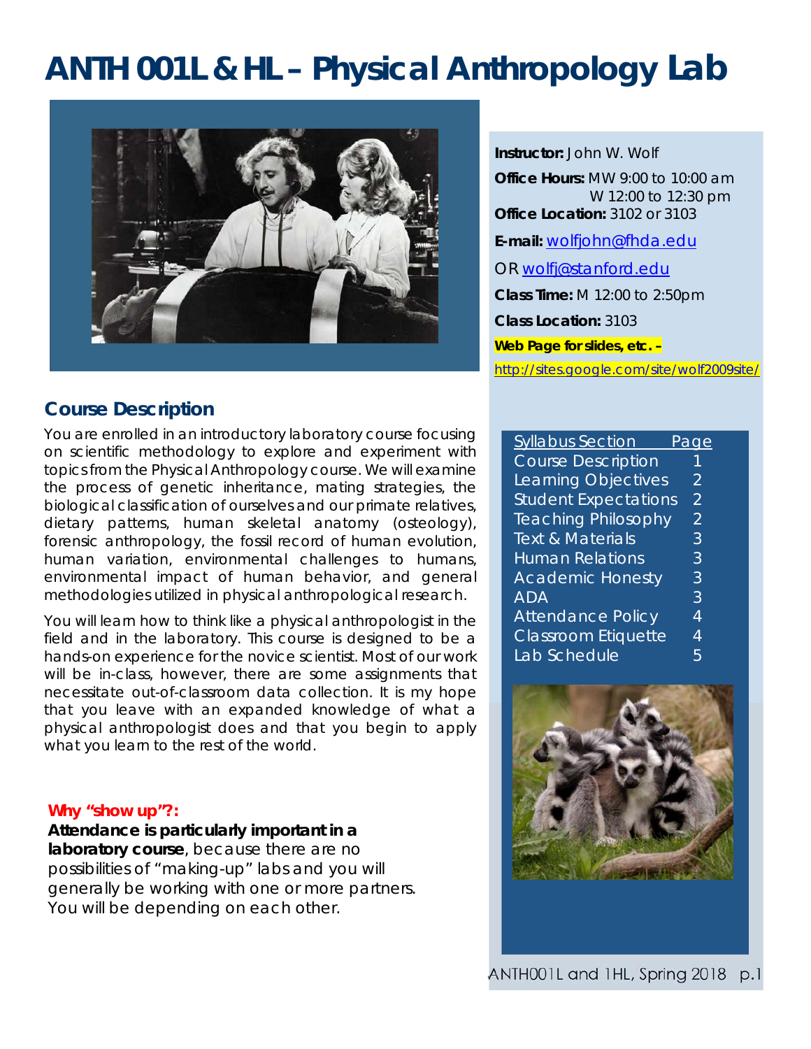# ANTH 001L & HL – Physical Anthropology Lab

**Instructor:** John W. Wolf

**Office Hours:** MW 9:00 to 10:00 am
W 12:00 to 12:30 pm

**Office Location:** 3102 or 3103

**E-mail:** wolfjohn@fhda.edu

OR wolfj@stanford.edu

**Class Time:** M 12:00 to 2:50pm

**Class Location:** 3103

**Web Page for slides, etc. –**

http://sites.google.com/site/wolf2009site/

| Syllabus Section | Page |
|---|---|
| Course Description | 1 |
| Learning Objectives | 2 |
| Student Expectations | 2 |
| Teaching Philosophy | 2 |
| Text & Materials | 3 |
| Human Relations | 3 |
| Academic Honesty | 3 |
| ADA | 3 |
| Attendance Policy | 4 |
| Classroom Etiquette | 4 |
| Lab Schedule | 5 |

## Course Description

You are enrolled in an introductory laboratory course focusing on scientific methodology to explore and experiment with topics from the Physical Anthropology course. We will examine the process of genetic inheritance, mating strategies, the biological classification of ourselves and our primate relatives, dietary patterns, human skeletal anatomy (osteology), forensic anthropology, the fossil record of human evolution, human variation, environmental challenges to humans, environmental impact of human behavior, and general methodologies utilized in physical anthropological research.

You will learn how to think like a physical anthropologist in the field and in the laboratory. This course is designed to be a hands-on experience for the novice scientist. Most of our work will be in-class, however, there are some assignments that necessitate out-of-classroom data collection. It is my hope that you leave with an expanded knowledge of what a physical anthropologist does and that you begin to apply what you learn to the rest of the world.

**Why "show up"?:**

**Attendance is particularly important in a laboratory course**, because there are no possibilities of "making-up" labs and you will generally be working with one or more partners. You will be depending on each other.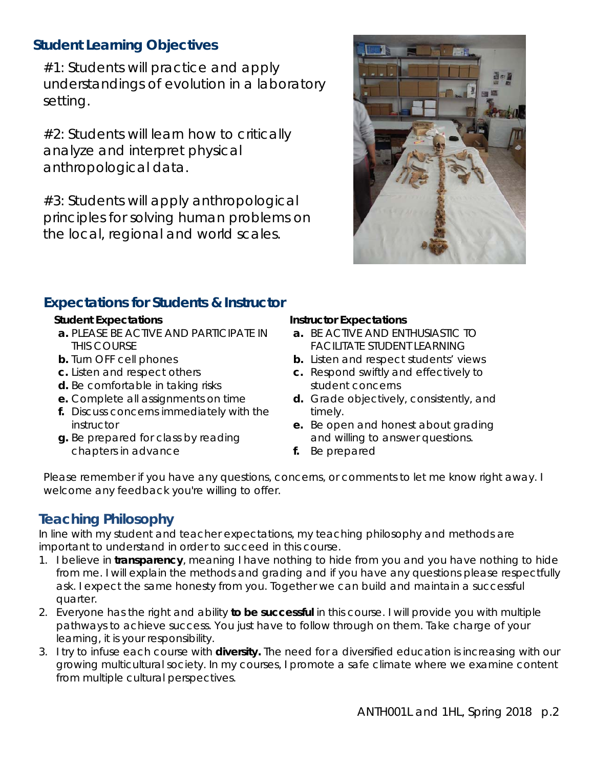## Student Learning Objectives

#1: Students will practice and apply understandings of evolution in a laboratory setting.

#2: Students will learn how to critically analyze and interpret physical anthropological data.

#3: Students will apply anthropological principles for solving human problems on the local, regional and world scales.

## Expectations for Students & Instructor

**Student Expectations**

- **a.** PLEASE BE ACTIVE AND PARTICIPATE IN THIS COURSE
- **b.** Turn OFF cell phones
- **c.** Listen and respect others
- **d.** Be comfortable in taking risks
- **e.** Complete all assignments on time
- **f.** Discuss concerns immediately with the instructor
- **g.** Be prepared for class by reading chapters in advance

**Instructor Expectations**

- **a.** BE ACTIVE AND ENTHUSIASTIC TO FACILITATE STUDENT LEARNING
- **b.** Listen and respect students' views
- **c.** Respond swiftly and effectively to student concerns
- **d.** Grade objectively, consistently, and timely.
- **e.** Be open and honest about grading and willing to answer questions.
- **f.** Be prepared

Please remember if you have any questions, concerns, or comments to let me know right away. I welcome any feedback you're willing to offer.

## Teaching Philosophy

In line with my student and teacher expectations, my teaching philosophy and methods are important to understand in order to succeed in this course.

1. I believe in **transparency**, meaning I have nothing to hide from you and you have nothing to hide from me. I will explain the methods and grading and if you have any questions please respectfully ask. I expect the same honesty from you. Together we can build and maintain a successful quarter.
2. Everyone has the right and ability **to be successful** in this course. I will provide you with multiple pathways to achieve success. You just have to follow through on them. Take charge of your learning, it is your responsibility.
3. I try to infuse each course with **diversity.** The need for a diversified education is increasing with our growing multicultural society. In my courses, I promote a safe climate where we examine content from multiple cultural perspectives.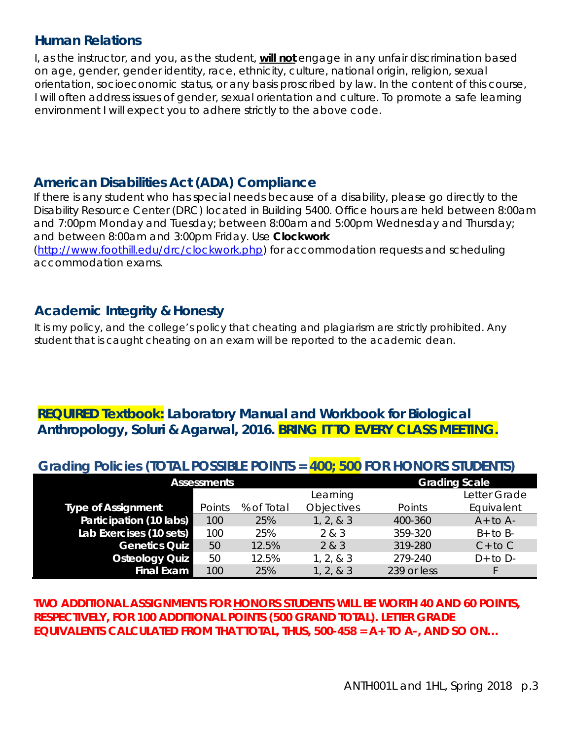## Human Relations

I, as the instructor, and you, as the student, **will not** engage in any unfair discrimination based on age, gender, gender identity, race, ethnicity, culture, national origin, religion, sexual orientation, socioeconomic status, or any basis proscribed by law. In the content of this course, I will often address issues of gender, sexual orientation and culture. To promote a safe learning environment I will expect you to adhere strictly to the above code.

## American Disabilities Act (ADA) Compliance

If there is any student who has special needs because of a disability, please go directly to the Disability Resource Center (DRC) located in Building 5400. Office hours are held between 8:00am and 7:00pm Monday and Tuesday; between 8:00am and 5:00pm Wednesday and Thursday; and between 8:00am and 3:00pm Friday. Use **Clockwork** (http://www.foothill.edu/drc/clockwork.php) for accommodation requests and scheduling accommodation exams.

## Academic Integrity & Honesty

It is my policy, and the college's policy that cheating and plagiarism are strictly prohibited. Any student that is caught cheating on an exam will be reported to the academic dean.

### **REQUIRED Textbook:** Laboratory Manual and Workbook for Biological Anthropology, Soluri & Agarwal, 2016. **BRING IT TO EVERY CLASS MEETING.**

## Grading Policies (TOTAL POSSIBLE POINTS = 400; 500 FOR HONORS STUDENTS)

| Assessments | | | | Grading Scale | |
|---|---|---|---|---|---|
| Type of Assignment | Points | % of Total | Learning Objectives | Points | Letter Grade Equivalent |
| Participation (10 labs) | 100 | 25% | 1, 2, & 3 | 400-360 | A+ to A- |
| Lab Exercises (10 sets) | 100 | 25% | 2 & 3 | 359-320 | B+ to B- |
| Genetics Quiz | 50 | 12.5% | 2 & 3 | 319-280 | C+ to C |
| Osteology Quiz | 50 | 12.5% | 1, 2, & 3 | 279-240 | D+ to D- |
| Final Exam | 100 | 25% | 1, 2, & 3 | 239 or less | F |

**TWO ADDITIONAL ASSIGNMENTS FOR HONORS STUDENTS WILL BE WORTH 40 AND 60 POINTS, RESPECTIVELY, FOR 100 ADDITIONAL POINTS (500 GRAND TOTAL). LETTER GRADE EQUIVALENTS CALCULATED FROM THAT TOTAL, THUS, 500-458 = A+ TO A-, AND SO ON…**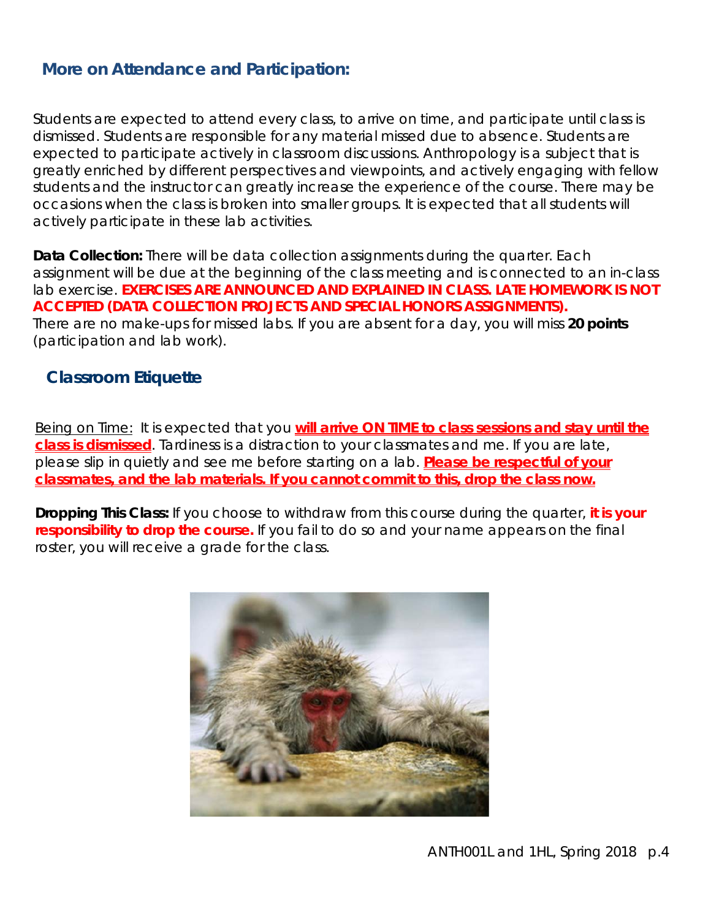## More on Attendance and Participation:

Students are expected to attend every class, to arrive on time, and participate until class is dismissed. Students are responsible for any material missed due to absence. Students are expected to participate actively in classroom discussions. Anthropology is a subject that is greatly enriched by different perspectives and viewpoints, and actively engaging with fellow students and the instructor can greatly increase the experience of the course. There may be occasions when the class is broken into smaller groups. It is expected that all students will actively participate in these lab activities.

**Data Collection:** There will be data collection assignments during the quarter. Each assignment will be due at the beginning of the class meeting and is connected to an in-class lab exercise. **EXERCISES ARE ANNOUNCED AND EXPLAINED IN CLASS. LATE HOMEWORK IS NOT ACCEPTED (DATA COLLECTION PROJECTS AND SPECIAL HONORS ASSIGNMENTS).**
There are no make-ups for missed labs. If you are absent for a day, you will miss **20 points** (participation and lab work).

## Classroom Etiquette

Being on Time: It is expected that you **will arrive ON TIME to class sessions and stay until the class is dismissed**. Tardiness is a distraction to your classmates and me. If you are late, please slip in quietly and see me before starting on a lab. **Please be respectful of your classmates, and the lab materials. If you cannot commit to this, drop the class now.**

**Dropping This Class:** If you choose to withdraw from this course during the quarter, **it is your responsibility to drop the course.** If you fail to do so and your name appears on the final roster, you will receive a grade for the class.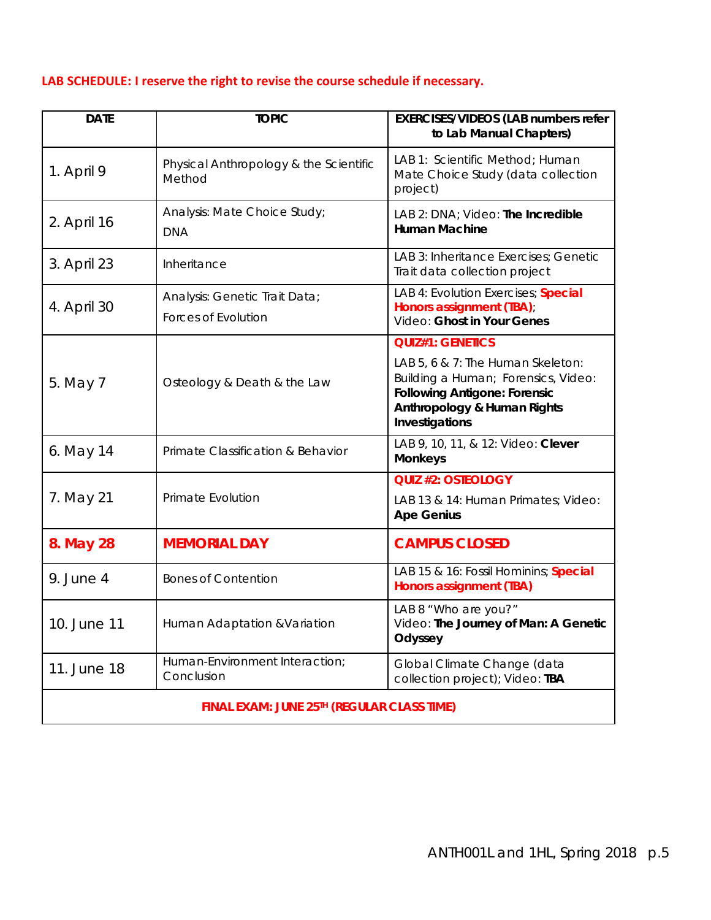**LAB SCHEDULE: I reserve the right to revise the course schedule if necessary.**

| DATE | TOPIC | EXERCISES/VIDEOS (LAB numbers refer to Lab Manual Chapters) |
|---|---|---|
| 1. April 9 | Physical Anthropology & the Scientific Method | LAB 1: Scientific Method; Human Mate Choice Study (data collection project) |
| 2. April 16 | Analysis: Mate Choice Study; DNA | LAB 2: DNA; Video: **The Incredible Human Machine** |
| 3. April 23 | Inheritance | LAB 3: Inheritance Exercises; Genetic Trait data collection project |
| 4. April 30 | Analysis: Genetic Trait Data; Forces of Evolution | LAB 4: Evolution Exercises; **Special Honors assignment (TBA)**; Video: **Ghost in Your Genes** |
| 5. May 7 | Osteology & Death & the Law | **QUIZ#1: GENETICS** LAB 5, 6 & 7: The Human Skeleton: Building a Human; Forensics, Video: **Following Antigone: Forensic Anthropology & Human Rights Investigations** |
| 6. May 14 | Primate Classification & Behavior | LAB 9, 10, 11, & 12: Video: **Clever Monkeys** |
| 7. May 21 | Primate Evolution | **QUIZ #2: OSTEOLOGY** LAB 13 & 14: Human Primates; Video: **Ape Genius** |
| **8. May 28** | **MEMORIAL DAY** | **CAMPUS CLOSED** |
| 9. June 4 | Bones of Contention | LAB 15 & 16: Fossil Hominins; **Special Honors assignment (TBA)** |
| 10. June 11 | Human Adaptation &Variation | LAB 8 "Who are you?" Video: **The Journey of Man: A Genetic Odyssey** |
| 11. June 18 | Human-Environment Interaction; Conclusion | Global Climate Change (data collection project); Video: **TBA** |
| **FINAL EXAM: JUNE 25TH (REGULAR CLASS TIME)** | | |